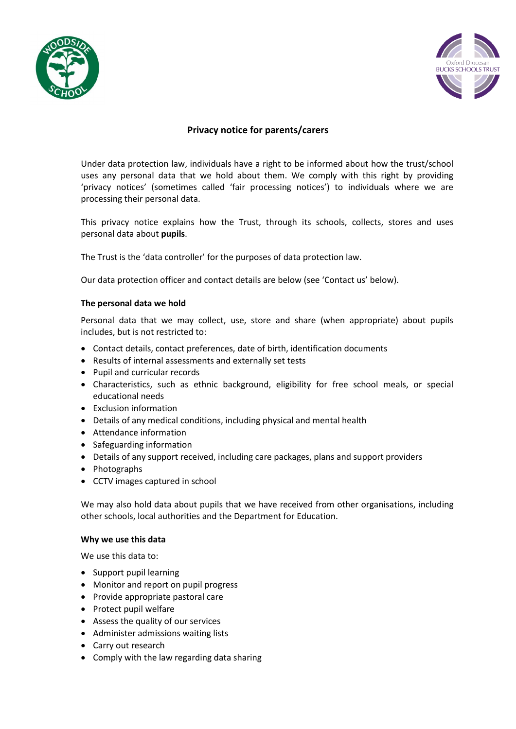## Privacy notice for parents/carers

Under data protection law, individuals have a right to be informed about how the trust/school uses any personal data that we hold about them. We comply with this right by providing 'privacy notices' (sometimes called 'fair processing notices') to individuals where we are processing their personal data.

This privacy notice explains how the Trust, through its schools, collects, stores and uses personal data about **pupils**.

The Trust is the 'data controller' for the purposes of data protection law.

Our data protection officer and contact details are below (see 'Contact us' below).

### The personal data we hold

Personal data that we may collect, use, store and share (when appropriate) about pupils includes, but is not restricted to:

- Contact details, contact preferences, date of birth, identification documents
- Results of internal assessments and externally set tests
- Pupil and curricular records
- Characteristics, such as ethnic background, eligibility for free school meals, or special educational needs
- Exclusion information
- Details of any medical conditions, including physical and mental health
- Attendance information
- Safeguarding information
- Details of any support received, including care packages, plans and support providers
- Photographs
- CCTV images captured in school

We may also hold data about pupils that we have received from other organisations, including other schools, local authorities and the Department for Education.

### Why we use this data

We use this data to:

- Support pupil learning
- Monitor and report on pupil progress
- Provide appropriate pastoral care
- Protect pupil welfare
- Assess the quality of our services
- Administer admissions waiting lists
- Carry out research
- Comply with the law regarding data sharing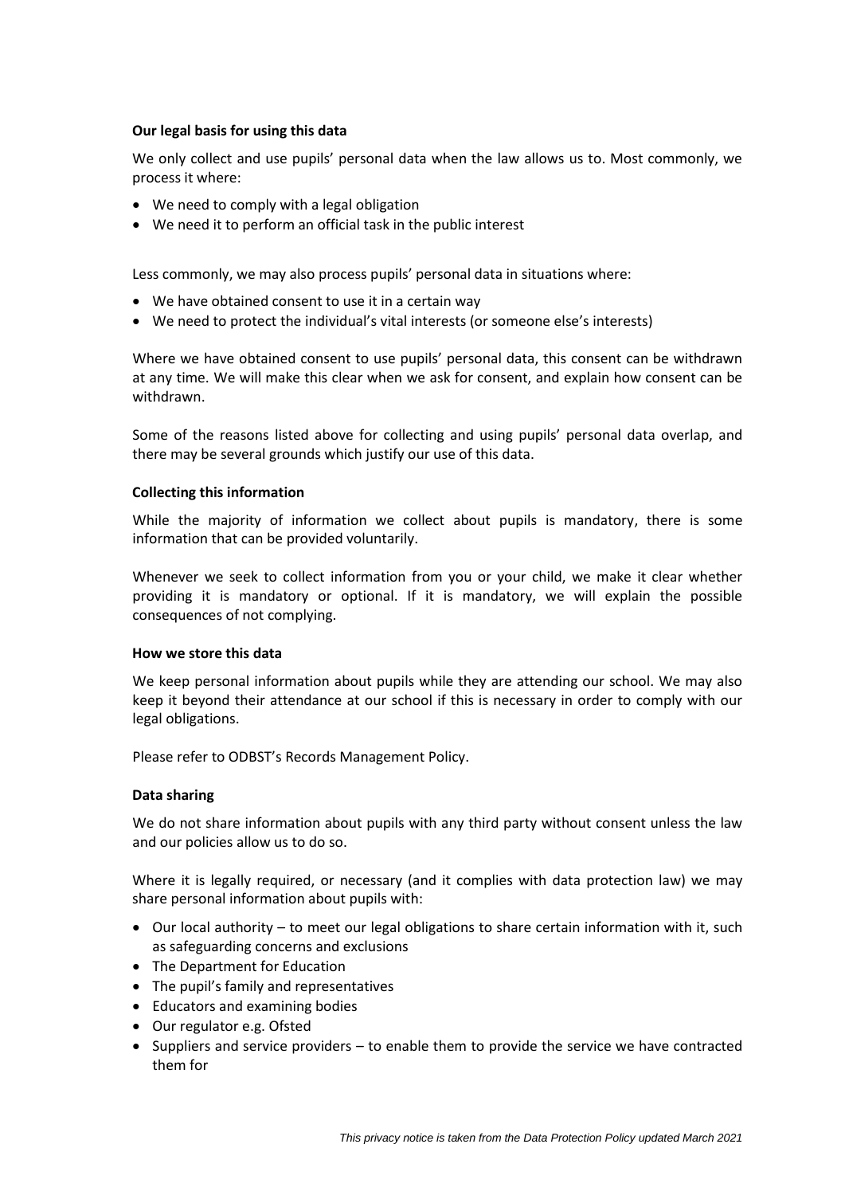**Our legal basis for using this data**

We only collect and use pupils' personal data when the law allows us to. Most commonly, we process it where:

- We need to comply with a legal obligation
- We need it to perform an official task in the public interest

Less commonly, we may also process pupils' personal data in situations where:

- We have obtained consent to use it in a certain way
- We need to protect the individual's vital interests (or someone else's interests)

Where we have obtained consent to use pupils' personal data, this consent can be withdrawn at any time. We will make this clear when we ask for consent, and explain how consent can be withdrawn.

Some of the reasons listed above for collecting and using pupils' personal data overlap, and there may be several grounds which justify our use of this data.

**Collecting this information**

While the majority of information we collect about pupils is mandatory, there is some information that can be provided voluntarily.

Whenever we seek to collect information from you or your child, we make it clear whether providing it is mandatory or optional. If it is mandatory, we will explain the possible consequences of not complying.

**How we store this data**

We keep personal information about pupils while they are attending our school. We may also keep it beyond their attendance at our school if this is necessary in order to comply with our legal obligations.

Please refer to ODBST's Records Management Policy.

**Data sharing**

We do not share information about pupils with any third party without consent unless the law and our policies allow us to do so.

Where it is legally required, or necessary (and it complies with data protection law) we may share personal information about pupils with:

- Our local authority – to meet our legal obligations to share certain information with it, such as safeguarding concerns and exclusions
- The Department for Education
- The pupil's family and representatives
- Educators and examining bodies
- Our regulator e.g. Ofsted
- Suppliers and service providers – to enable them to provide the service we have contracted them for

*This privacy notice is taken from the Data Protection Policy updated March 2021*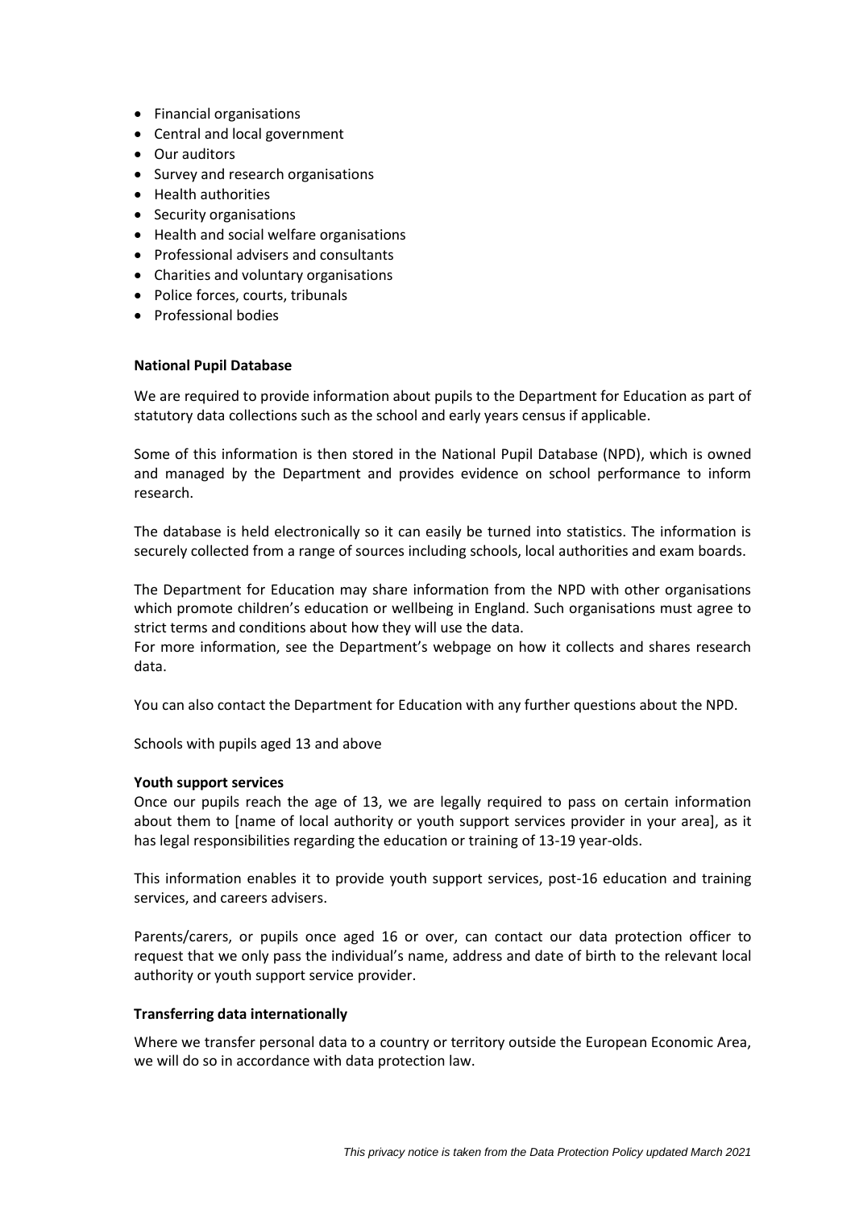- Financial organisations
- Central and local government
- Our auditors
- Survey and research organisations
- Health authorities
- Security organisations
- Health and social welfare organisations
- Professional advisers and consultants
- Charities and voluntary organisations
- Police forces, courts, tribunals
- Professional bodies

**National Pupil Database**

We are required to provide information about pupils to the Department for Education as part of statutory data collections such as the school and early years census if applicable.

Some of this information is then stored in the National Pupil Database (NPD), which is owned and managed by the Department and provides evidence on school performance to inform research.

The database is held electronically so it can easily be turned into statistics. The information is securely collected from a range of sources including schools, local authorities and exam boards.

The Department for Education may share information from the NPD with other organisations which promote children's education or wellbeing in England. Such organisations must agree to strict terms and conditions about how they will use the data.
For more information, see the Department's webpage on how it collects and shares research data.

You can also contact the Department for Education with any further questions about the NPD.

Schools with pupils aged 13 and above

**Youth support services**
Once our pupils reach the age of 13, we are legally required to pass on certain information about them to [name of local authority or youth support services provider in your area], as it has legal responsibilities regarding the education or training of 13-19 year-olds.

This information enables it to provide youth support services, post-16 education and training services, and careers advisers.

Parents/carers, or pupils once aged 16 or over, can contact our data protection officer to request that we only pass the individual's name, address and date of birth to the relevant local authority or youth support service provider.

**Transferring data internationally**

Where we transfer personal data to a country or territory outside the European Economic Area, we will do so in accordance with data protection law.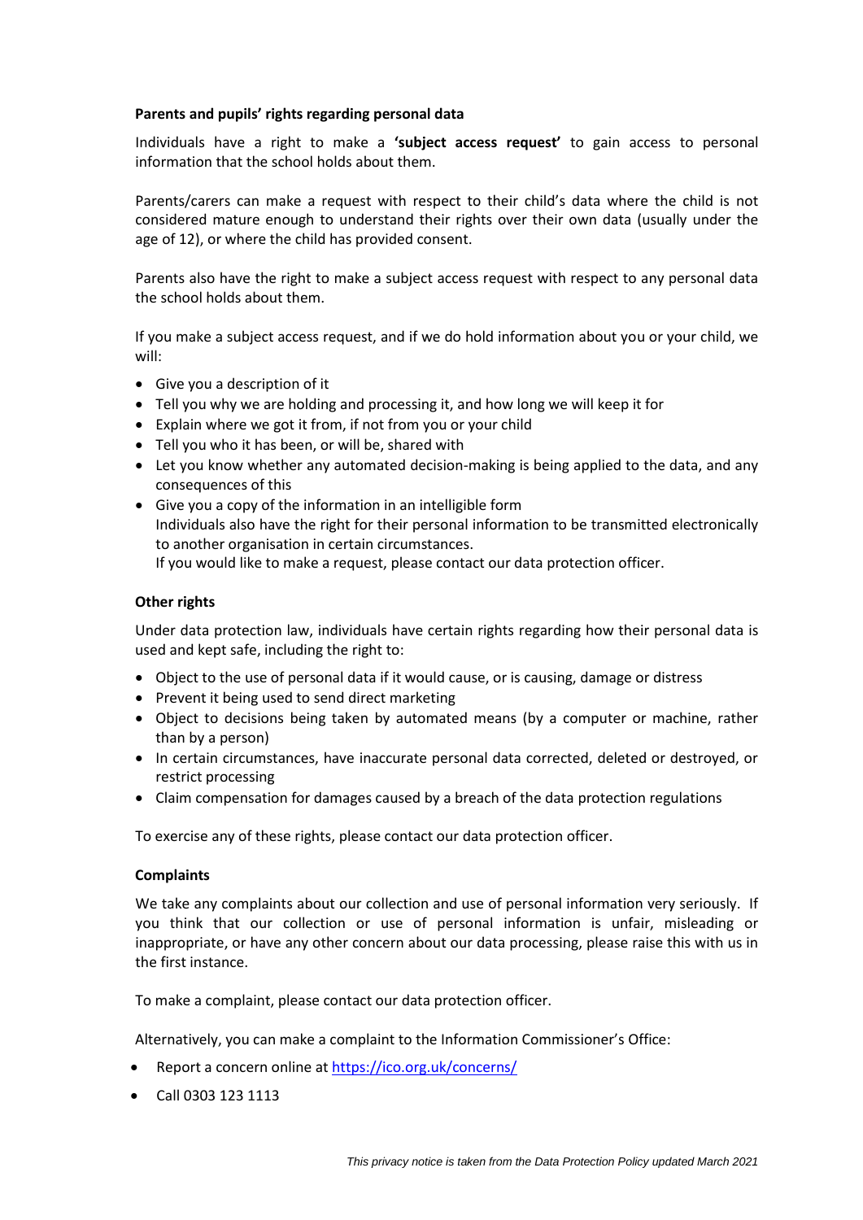**Parents and pupils' rights regarding personal data**

Individuals have a right to make a **'subject access request'** to gain access to personal information that the school holds about them.

Parents/carers can make a request with respect to their child's data where the child is not considered mature enough to understand their rights over their own data (usually under the age of 12), or where the child has provided consent.

Parents also have the right to make a subject access request with respect to any personal data the school holds about them.

If you make a subject access request, and if we do hold information about you or your child, we will:

- Give you a description of it
- Tell you why we are holding and processing it, and how long we will keep it for
- Explain where we got it from, if not from you or your child
- Tell you who it has been, or will be, shared with
- Let you know whether any automated decision-making is being applied to the data, and any consequences of this
- Give you a copy of the information in an intelligible form
  Individuals also have the right for their personal information to be transmitted electronically to another organisation in certain circumstances.
  If you would like to make a request, please contact our data protection officer.

**Other rights**

Under data protection law, individuals have certain rights regarding how their personal data is used and kept safe, including the right to:

- Object to the use of personal data if it would cause, or is causing, damage or distress
- Prevent it being used to send direct marketing
- Object to decisions being taken by automated means (by a computer or machine, rather than by a person)
- In certain circumstances, have inaccurate personal data corrected, deleted or destroyed, or restrict processing
- Claim compensation for damages caused by a breach of the data protection regulations

To exercise any of these rights, please contact our data protection officer.

**Complaints**

We take any complaints about our collection and use of personal information very seriously. If you think that our collection or use of personal information is unfair, misleading or inappropriate, or have any other concern about our data processing, please raise this with us in the first instance.

To make a complaint, please contact our data protection officer.

Alternatively, you can make a complaint to the Information Commissioner's Office:

- Report a concern online at https://ico.org.uk/concerns/
- Call 0303 123 1113

*This privacy notice is taken from the Data Protection Policy updated March 2021*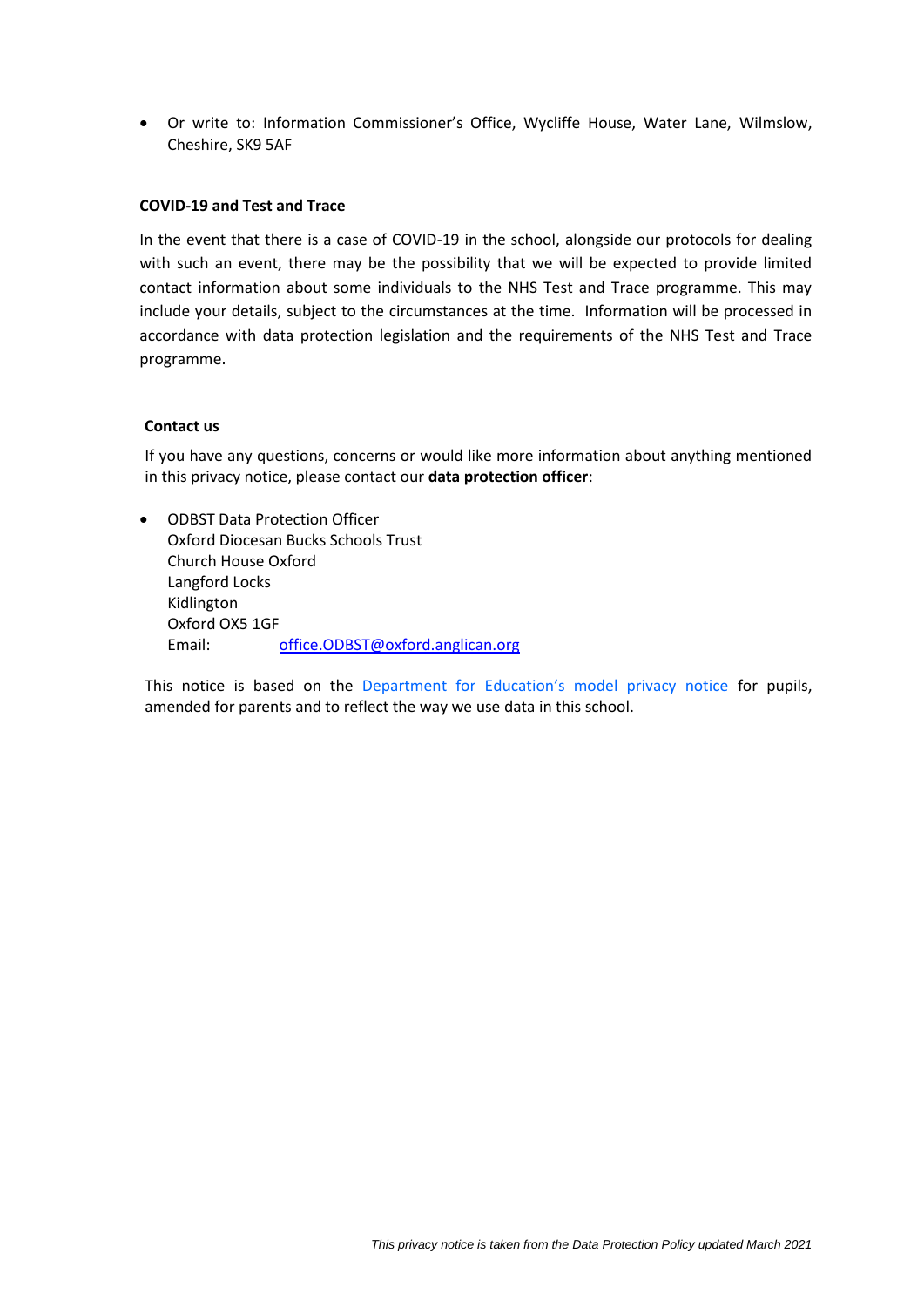- Or write to: Information Commissioner's Office, Wycliffe House, Water Lane, Wilmslow, Cheshire, SK9 5AF

**COVID-19 and Test and Trace**

In the event that there is a case of COVID-19 in the school, alongside our protocols for dealing with such an event, there may be the possibility that we will be expected to provide limited contact information about some individuals to the NHS Test and Trace programme. This may include your details, subject to the circumstances at the time. Information will be processed in accordance with data protection legislation and the requirements of the NHS Test and Trace programme.

**Contact us**

If you have any questions, concerns or would like more information about anything mentioned in this privacy notice, please contact our **data protection officer**:

- ODBST Data Protection Officer
  Oxford Diocesan Bucks Schools Trust
  Church House Oxford
  Langford Locks
  Kidlington
  Oxford OX5 1GF
  Email: office.ODBST@oxford.anglican.org

This notice is based on the Department for Education's model privacy notice for pupils, amended for parents and to reflect the way we use data in this school.

*This privacy notice is taken from the Data Protection Policy updated March 2021*